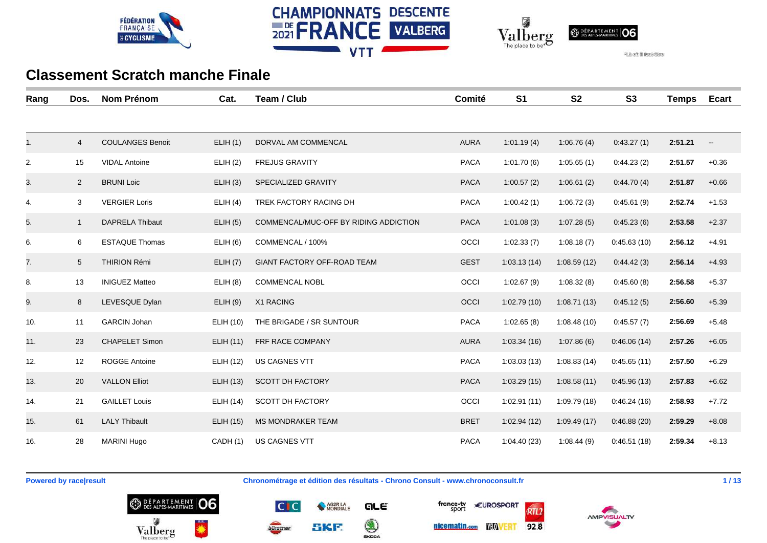# Classement Scratch manche Finale

| Rang | Dos. | Nom Prénom | Cat. | Team / Club | Comité | S1 | S2 | S3 | Temps | Ecart |
|---|---|---|---|---|---|---|---|---|---|---|
| 1. | 4 | COULANGES Benoit | ELIH (1) | DORVAL AM COMMENCAL | AURA | 1:01.19 (4) | 1:06.76 (4) | 0:43.27 (1) | **2:51.21** | -- |
| 2. | 15 | VIDAL Antoine | ELIH (2) | FREJUS GRAVITY | PACA | 1:01.70 (6) | 1:05.65 (1) | 0:44.23 (2) | **2:51.57** | +0.36 |
| 3. | 2 | BRUNI Loic | ELIH (3) | SPECIALIZED GRAVITY | PACA | 1:00.57 (2) | 1:06.61 (2) | 0:44.70 (4) | **2:51.87** | +0.66 |
| 4. | 3 | VERGIER Loris | ELIH (4) | TREK FACTORY RACING DH | PACA | 1:00.42 (1) | 1:06.72 (3) | 0:45.61 (9) | **2:52.74** | +1.53 |
| 5. | 1 | DAPRELA Thibaut | ELIH (5) | COMMENCAL/MUC-OFF BY RIDING ADDICTION | PACA | 1:01.08 (3) | 1:07.28 (5) | 0:45.23 (6) | **2:53.58** | +2.37 |
| 6. | 6 | ESTAQUE Thomas | ELIH (6) | COMMENCAL / 100% | OCCI | 1:02.33 (7) | 1:08.18 (7) | 0:45.63 (10) | **2:56.12** | +4.91 |
| 7. | 5 | THIRION Rémi | ELIH (7) | GIANT FACTORY OFF-ROAD TEAM | GEST | 1:03.13 (14) | 1:08.59 (12) | 0:44.42 (3) | **2:56.14** | +4.93 |
| 8. | 13 | INIGUEZ Matteo | ELIH (8) | COMMENCAL NOBL | OCCI | 1:02.67 (9) | 1:08.32 (8) | 0:45.60 (8) | **2:56.58** | +5.37 |
| 9. | 8 | LEVESQUE Dylan | ELIH (9) | X1 RACING | OCCI | 1:02.79 (10) | 1:08.71 (13) | 0:45.12 (5) | **2:56.60** | +5.39 |
| 10. | 11 | GARCIN Johan | ELIH (10) | THE BRIGADE / SR SUNTOUR | PACA | 1:02.65 (8) | 1:08.48 (10) | 0:45.57 (7) | **2:56.69** | +5.48 |
| 11. | 23 | CHAPELET Simon | ELIH (11) | FRF RACE COMPANY | AURA | 1:03.34 (16) | 1:07.86 (6) | 0:46.06 (14) | **2:57.26** | +6.05 |
| 12. | 12 | ROGGE Antoine | ELIH (12) | US CAGNES VTT | PACA | 1:03.03 (13) | 1:08.83 (14) | 0:45.65 (11) | **2:57.50** | +6.29 |
| 13. | 20 | VALLON Elliot | ELIH (13) | SCOTT DH FACTORY | PACA | 1:03.29 (15) | 1:08.58 (11) | 0:45.96 (13) | **2:57.83** | +6.62 |
| 14. | 21 | GAILLET Louis | ELIH (14) | SCOTT DH FACTORY | OCCI | 1:02.91 (11) | 1:09.79 (18) | 0:46.24 (16) | **2:58.93** | +7.72 |
| 15. | 61 | LALY Thibault | ELIH (15) | MS MONDRAKER TEAM | BRET | 1:02.94 (12) | 1:09.49 (17) | 0:46.88 (20) | **2:59.29** | +8.08 |
| 16. | 28 | MARINI Hugo | CADH (1) | US CAGNES VTT | PACA | 1:04.40 (23) | 1:08.44 (9) | 0:46.51 (18) | **2:59.34** | +8.13 |

**Powered by race|result** **Chronométrage et édition des résultats - Chrono Consult - www.chronoconsult.fr**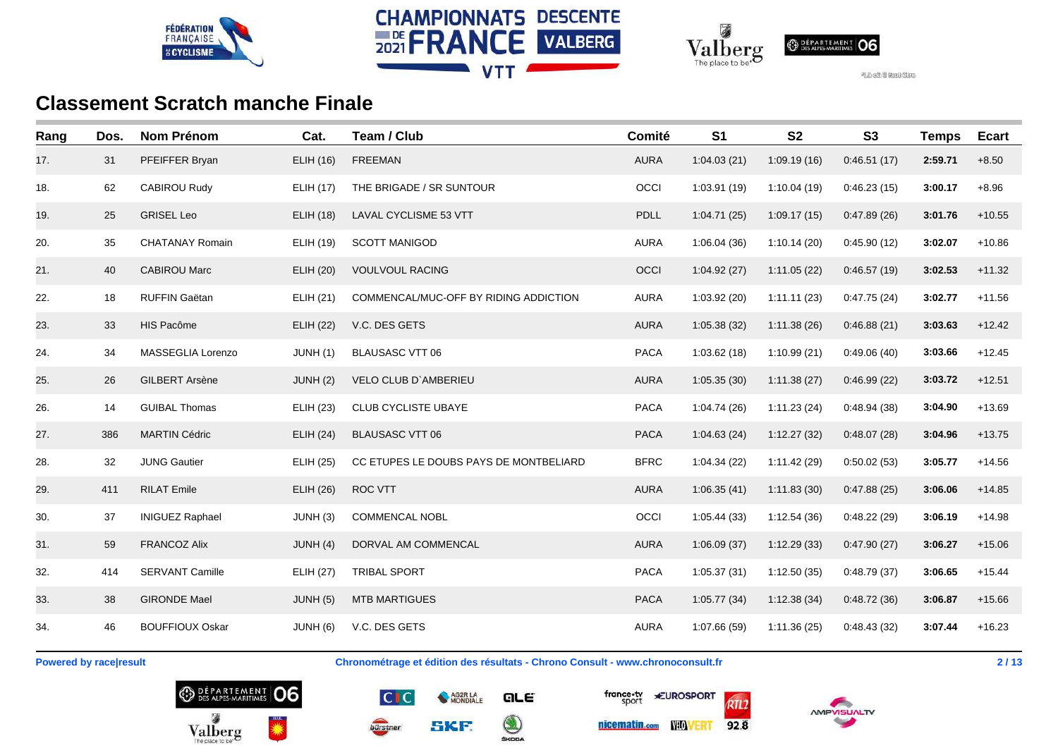## Classement Scratch manche Finale

| Rang | Dos. | Nom Prénom | Cat. | Team / Club | Comité | S1 | S2 | S3 | Temps | Ecart |
|---|---|---|---|---|---|---|---|---|---|---|
| 17. | 31 | PFEIFFER Bryan | ELIH (16) | FREEMAN | AURA | 1:04.03 (21) | 1:09.19 (16) | 0:46.51 (17) | **2:59.71** | +8.50 |
| 18. | 62 | CABIROU Rudy | ELIH (17) | THE BRIGADE / SR SUNTOUR | OCCI | 1:03.91 (19) | 1:10.04 (19) | 0:46.23 (15) | **3:00.17** | +8.96 |
| 19. | 25 | GRISEL Leo | ELIH (18) | LAVAL CYCLISME 53 VTT | PDLL | 1:04.71 (25) | 1:09.17 (15) | 0:47.89 (26) | **3:01.76** | +10.55 |
| 20. | 35 | CHATANAY Romain | ELIH (19) | SCOTT MANIGOD | AURA | 1:06.04 (36) | 1:10.14 (20) | 0:45.90 (12) | **3:02.07** | +10.86 |
| 21. | 40 | CABIROU Marc | ELIH (20) | VOULVOUL RACING | OCCI | 1:04.92 (27) | 1:11.05 (22) | 0:46.57 (19) | **3:02.53** | +11.32 |
| 22. | 18 | RUFFIN Gaëtan | ELIH (21) | COMMENCAL/MUC-OFF BY RIDING ADDICTION | AURA | 1:03.92 (20) | 1:11.11 (23) | 0:47.75 (24) | **3:02.77** | +11.56 |
| 23. | 33 | HIS Pacôme | ELIH (22) | V.C. DES GETS | AURA | 1:05.38 (32) | 1:11.38 (26) | 0:46.88 (21) | **3:03.63** | +12.42 |
| 24. | 34 | MASSEGLIA Lorenzo | JUNH (1) | BLAUSASC VTT 06 | PACA | 1:03.62 (18) | 1:10.99 (21) | 0:49.06 (40) | **3:03.66** | +12.45 |
| 25. | 26 | GILBERT Arsène | JUNH (2) | VELO CLUB D`AMBERIEU | AURA | 1:05.35 (30) | 1:11.38 (27) | 0:46.99 (22) | **3:03.72** | +12.51 |
| 26. | 14 | GUIBAL Thomas | ELIH (23) | CLUB CYCLISTE UBAYE | PACA | 1:04.74 (26) | 1:11.23 (24) | 0:48.94 (38) | **3:04.90** | +13.69 |
| 27. | 386 | MARTIN Cédric | ELIH (24) | BLAUSASC VTT 06 | PACA | 1:04.63 (24) | 1:12.27 (32) | 0:48.07 (28) | **3:04.96** | +13.75 |
| 28. | 32 | JUNG Gautier | ELIH (25) | CC ETUPES LE DOUBS PAYS DE MONTBELIARD | BFRC | 1:04.34 (22) | 1:11.42 (29) | 0:50.02 (53) | **3:05.77** | +14.56 |
| 29. | 411 | RILAT Emile | ELIH (26) | ROC VTT | AURA | 1:06.35 (41) | 1:11.83 (30) | 0:47.88 (25) | **3:06.06** | +14.85 |
| 30. | 37 | INIGUEZ Raphael | JUNH (3) | COMMENCAL NOBL | OCCI | 1:05.44 (33) | 1:12.54 (36) | 0:48.22 (29) | **3:06.19** | +14.98 |
| 31. | 59 | FRANCOZ Alix | JUNH (4) | DORVAL AM COMMENCAL | AURA | 1:06.09 (37) | 1:12.29 (33) | 0:47.90 (27) | **3:06.27** | +15.06 |
| 32. | 414 | SERVANT Camille | ELIH (27) | TRIBAL SPORT | PACA | 1:05.37 (31) | 1:12.50 (35) | 0:48.79 (37) | **3:06.65** | +15.44 |
| 33. | 38 | GIRONDE Mael | JUNH (5) | MTB MARTIGUES | PACA | 1:05.77 (34) | 1:12.38 (34) | 0:48.72 (36) | **3:06.87** | +15.66 |
| 34. | 46 | BOUFFIOUX Oskar | JUNH (6) | V.C. DES GETS | AURA | 1:07.66 (59) | 1:11.36 (25) | 0:48.43 (32) | **3:07.44** | +16.23 |

**Powered by race|result** **Chronométrage et édition des résultats - Chrono Consult - www.chronoconsult.fr**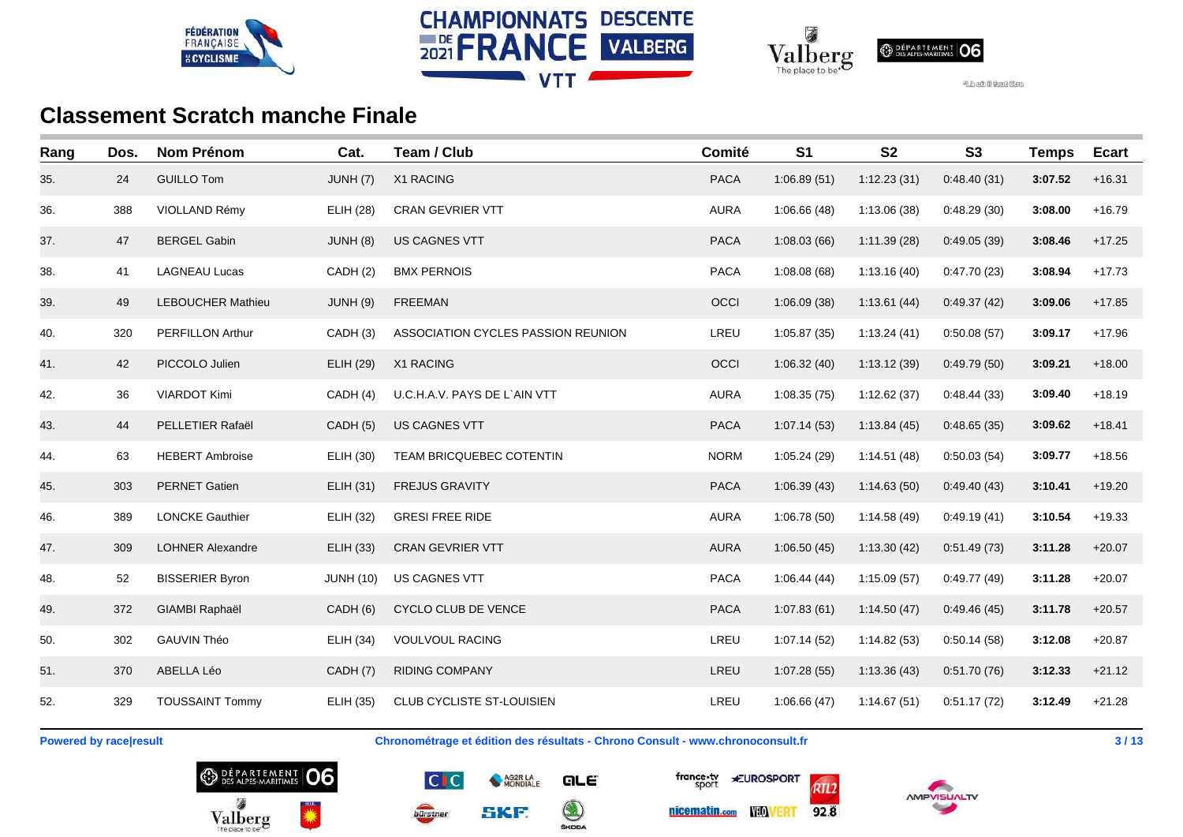## Classement Scratch manche Finale

| Rang | Dos. | Nom Prénom | Cat. | Team / Club | Comité | S1 | S2 | S3 | Temps | Ecart |
|---|---|---|---|---|---|---|---|---|---|---|
| 35. | 24 | GUILLO Tom | JUNH (7) | X1 RACING | PACA | 1:06.89 (51) | 1:12.23 (31) | 0:48.40 (31) | **3:07.52** | +16.31 |
| 36. | 388 | VIOLLAND Rémy | ELIH (28) | CRAN GEVRIER VTT | AURA | 1:06.66 (48) | 1:13.06 (38) | 0:48.29 (30) | **3:08.00** | +16.79 |
| 37. | 47 | BERGEL Gabin | JUNH (8) | US CAGNES VTT | PACA | 1:08.03 (66) | 1:11.39 (28) | 0:49.05 (39) | **3:08.46** | +17.25 |
| 38. | 41 | LAGNEAU Lucas | CADH (2) | BMX PERNOIS | PACA | 1:08.08 (68) | 1:13.16 (40) | 0:47.70 (23) | **3:08.94** | +17.73 |
| 39. | 49 | LEBOUCHER Mathieu | JUNH (9) | FREEMAN | OCCI | 1:06.09 (38) | 1:13.61 (44) | 0:49.37 (42) | **3:09.06** | +17.85 |
| 40. | 320 | PERFILLON Arthur | CADH (3) | ASSOCIATION CYCLES PASSION REUNION | LREU | 1:05.87 (35) | 1:13.24 (41) | 0:50.08 (57) | **3:09.17** | +17.96 |
| 41. | 42 | PICCOLO Julien | ELIH (29) | X1 RACING | OCCI | 1:06.32 (40) | 1:13.12 (39) | 0:49.79 (50) | **3:09.21** | +18.00 |
| 42. | 36 | VIARDOT Kimi | CADH (4) | U.C.H.A.V. PAYS DE L`AIN VTT | AURA | 1:08.35 (75) | 1:12.62 (37) | 0:48.44 (33) | **3:09.40** | +18.19 |
| 43. | 44 | PELLETIER Rafaël | CADH (5) | US CAGNES VTT | PACA | 1:07.14 (53) | 1:13.84 (45) | 0:48.65 (35) | **3:09.62** | +18.41 |
| 44. | 63 | HEBERT Ambroise | ELIH (30) | TEAM BRICQUEBEC COTENTIN | NORM | 1:05.24 (29) | 1:14.51 (48) | 0:50.03 (54) | **3:09.77** | +18.56 |
| 45. | 303 | PERNET Gatien | ELIH (31) | FREJUS GRAVITY | PACA | 1:06.39 (43) | 1:14.63 (50) | 0:49.40 (43) | **3:10.41** | +19.20 |
| 46. | 389 | LONCKE Gauthier | ELIH (32) | GRESI FREE RIDE | AURA | 1:06.78 (50) | 1:14.58 (49) | 0:49.19 (41) | **3:10.54** | +19.33 |
| 47. | 309 | LOHNER Alexandre | ELIH (33) | CRAN GEVRIER VTT | AURA | 1:06.50 (45) | 1:13.30 (42) | 0:51.49 (73) | **3:11.28** | +20.07 |
| 48. | 52 | BISSERIER Byron | JUNH (10) | US CAGNES VTT | PACA | 1:06.44 (44) | 1:15.09 (57) | 0:49.77 (49) | **3:11.28** | +20.07 |
| 49. | 372 | GIAMBI Raphaël | CADH (6) | CYCLO CLUB DE VENCE | PACA | 1:07.83 (61) | 1:14.50 (47) | 0:49.46 (45) | **3:11.78** | +20.57 |
| 50. | 302 | GAUVIN Théo | ELIH (34) | VOULVOUL RACING | LREU | 1:07.14 (52) | 1:14.82 (53) | 0:50.14 (58) | **3:12.08** | +20.87 |
| 51. | 370 | ABELLA Léo | CADH (7) | RIDING COMPANY | LREU | 1:07.28 (55) | 1:13.36 (43) | 0:51.70 (76) | **3:12.33** | +21.12 |
| 52. | 329 | TOUSSAINT Tommy | ELIH (35) | CLUB CYCLISTE ST-LOUISIEN | LREU | 1:06.66 (47) | 1:14.67 (51) | 0:51.17 (72) | **3:12.49** | +21.28 |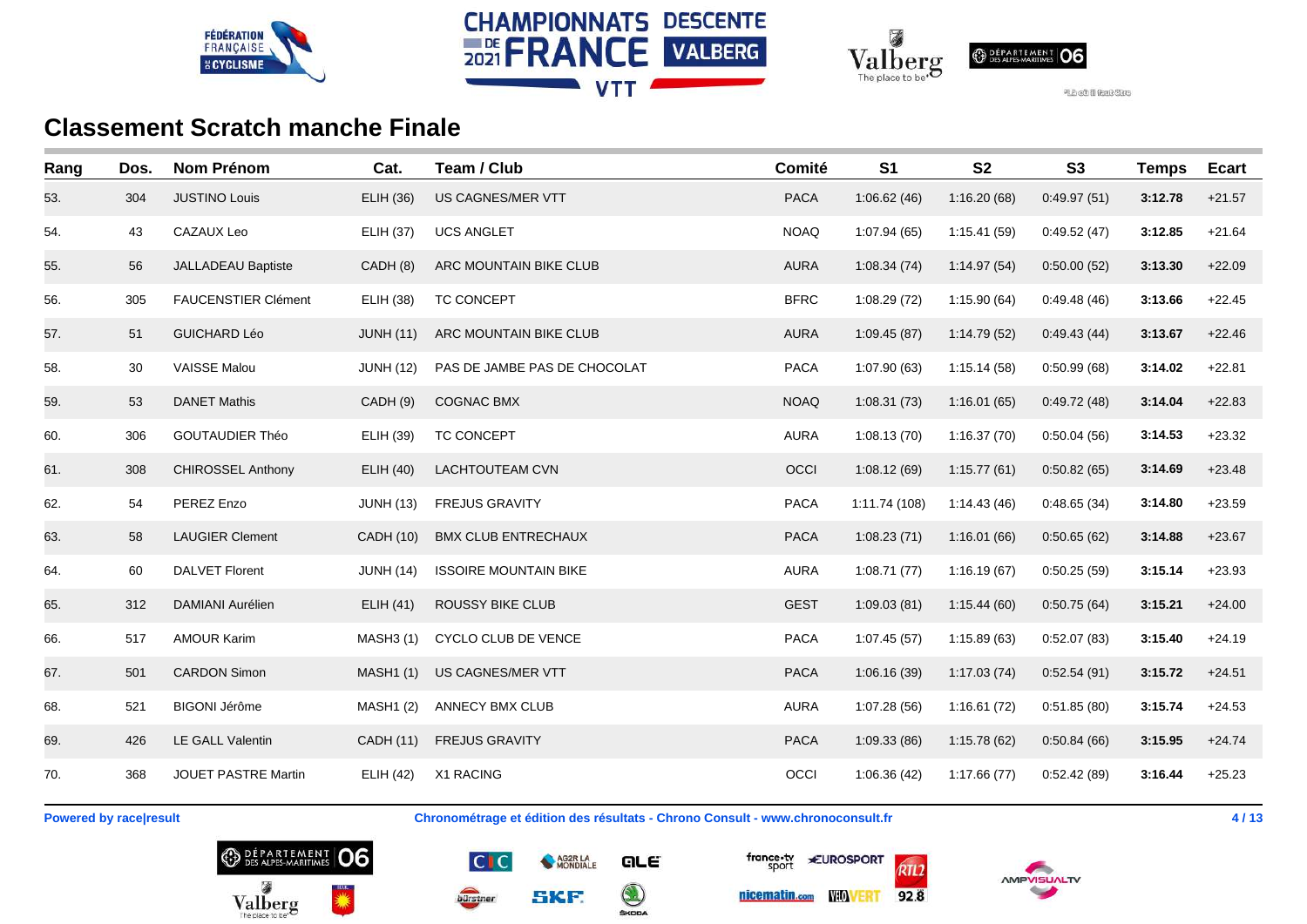## Classement Scratch manche Finale

| Rang | Dos. | Nom Prénom | Cat. | Team / Club | Comité | S1 | S2 | S3 | Temps | Ecart |
|---|---|---|---|---|---|---|---|---|---|---|
| 53. | 304 | JUSTINO Louis | ELIH (36) | US CAGNES/MER VTT | PACA | 1:06.62 (46) | 1:16.20 (68) | 0:49.97 (51) | **3:12.78** | +21.57 |
| 54. | 43 | CAZAUX Leo | ELIH (37) | UCS ANGLET | NOAQ | 1:07.94 (65) | 1:15.41 (59) | 0:49.52 (47) | **3:12.85** | +21.64 |
| 55. | 56 | JALLADEAU Baptiste | CADH (8) | ARC MOUNTAIN BIKE CLUB | AURA | 1:08.34 (74) | 1:14.97 (54) | 0:50.00 (52) | **3:13.30** | +22.09 |
| 56. | 305 | FAUCENSTIER Clément | ELIH (38) | TC CONCEPT | BFRC | 1:08.29 (72) | 1:15.90 (64) | 0:49.48 (46) | **3:13.66** | +22.45 |
| 57. | 51 | GUICHARD Léo | JUNH (11) | ARC MOUNTAIN BIKE CLUB | AURA | 1:09.45 (87) | 1:14.79 (52) | 0:49.43 (44) | **3:13.67** | +22.46 |
| 58. | 30 | VAISSE Malou | JUNH (12) | PAS DE JAMBE PAS DE CHOCOLAT | PACA | 1:07.90 (63) | 1:15.14 (58) | 0:50.99 (68) | **3:14.02** | +22.81 |
| 59. | 53 | DANET Mathis | CADH (9) | COGNAC BMX | NOAQ | 1:08.31 (73) | 1:16.01 (65) | 0:49.72 (48) | **3:14.04** | +22.83 |
| 60. | 306 | GOUTAUDIER Théo | ELIH (39) | TC CONCEPT | AURA | 1:08.13 (70) | 1:16.37 (70) | 0:50.04 (56) | **3:14.53** | +23.32 |
| 61. | 308 | CHIROSSEL Anthony | ELIH (40) | LACHTOUTEAM CVN | OCCI | 1:08.12 (69) | 1:15.77 (61) | 0:50.82 (65) | **3:14.69** | +23.48 |
| 62. | 54 | PEREZ Enzo | JUNH (13) | FREJUS GRAVITY | PACA | 1:11.74 (108) | 1:14.43 (46) | 0:48.65 (34) | **3:14.80** | +23.59 |
| 63. | 58 | LAUGIER Clement | CADH (10) | BMX CLUB ENTRECHAUX | PACA | 1:08.23 (71) | 1:16.01 (66) | 0:50.65 (62) | **3:14.88** | +23.67 |
| 64. | 60 | DALVET Florent | JUNH (14) | ISSOIRE MOUNTAIN BIKE | AURA | 1:08.71 (77) | 1:16.19 (67) | 0:50.25 (59) | **3:15.14** | +23.93 |
| 65. | 312 | DAMIANI Aurélien | ELIH (41) | ROUSSY BIKE CLUB | GEST | 1:09.03 (81) | 1:15.44 (60) | 0:50.75 (64) | **3:15.21** | +24.00 |
| 66. | 517 | AMOUR Karim | MASH3 (1) | CYCLO CLUB DE VENCE | PACA | 1:07.45 (57) | 1:15.89 (63) | 0:52.07 (83) | **3:15.40** | +24.19 |
| 67. | 501 | CARDON Simon | MASH1 (1) | US CAGNES/MER VTT | PACA | 1:06.16 (39) | 1:17.03 (74) | 0:52.54 (91) | **3:15.72** | +24.51 |
| 68. | 521 | BIGONI Jérôme | MASH1 (2) | ANNECY BMX CLUB | AURA | 1:07.28 (56) | 1:16.61 (72) | 0:51.85 (80) | **3:15.74** | +24.53 |
| 69. | 426 | LE GALL Valentin | CADH (11) | FREJUS GRAVITY | PACA | 1:09.33 (86) | 1:15.78 (62) | 0:50.84 (66) | **3:15.95** | +24.74 |
| 70. | 368 | JOUET PASTRE Martin | ELIH (42) | X1 RACING | OCCI | 1:06.36 (42) | 1:17.66 (77) | 0:52.42 (89) | **3:16.44** | +25.23 |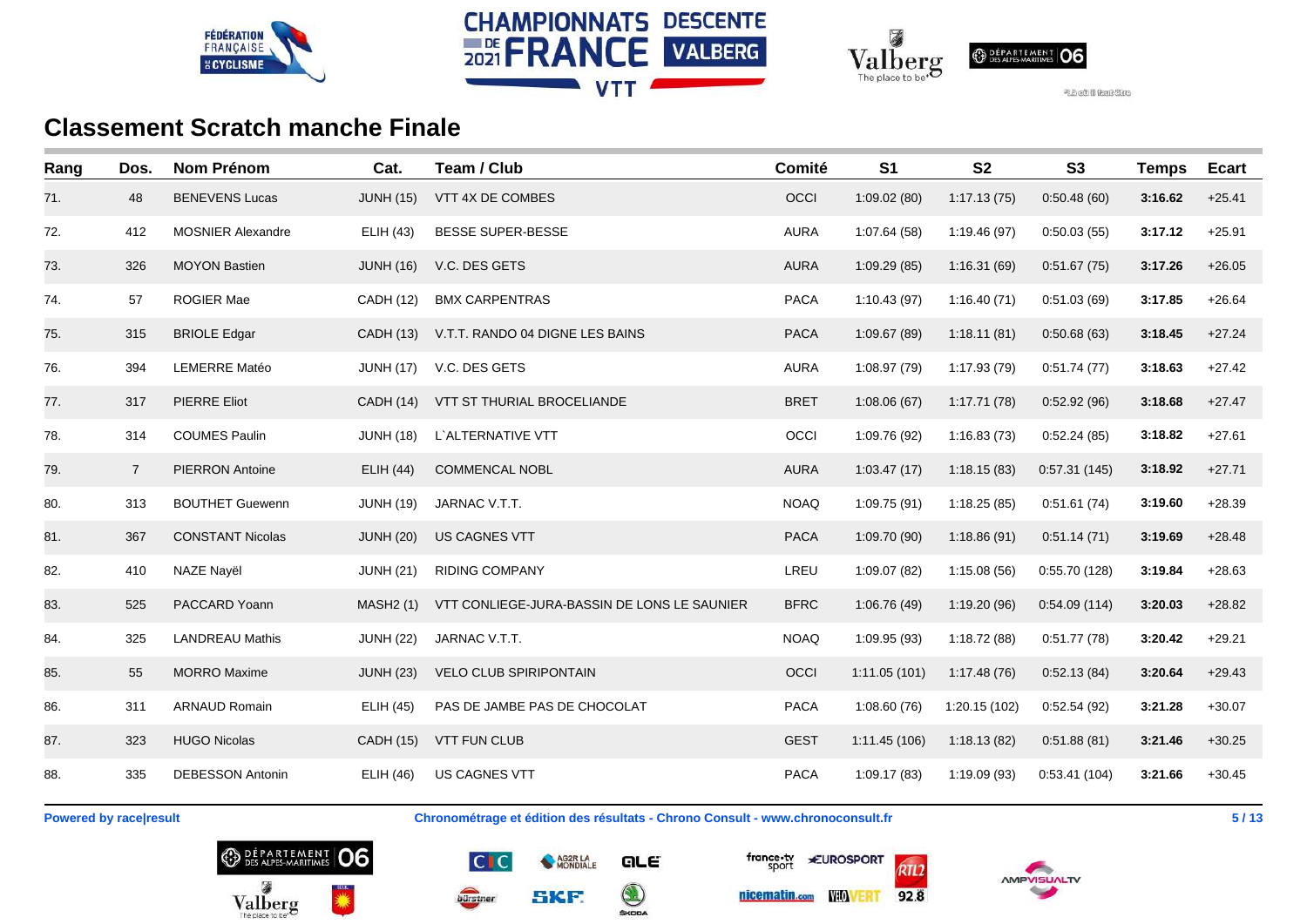## Classement Scratch manche Finale

| Rang | Dos. | Nom Prénom | Cat. | Team / Club | Comité | S1 | S2 | S3 | Temps | Ecart |
|---|---|---|---|---|---|---|---|---|---|---|
| 71. | 48 | BENEVENS Lucas | JUNH (15) | VTT 4X DE COMBES | OCCI | 1:09.02 (80) | 1:17.13 (75) | 0:50.48 (60) | **3:16.62** | +25.41 |
| 72. | 412 | MOSNIER Alexandre | ELIH (43) | BESSE SUPER-BESSE | AURA | 1:07.64 (58) | 1:19.46 (97) | 0:50.03 (55) | **3:17.12** | +25.91 |
| 73. | 326 | MOYON Bastien | JUNH (16) | V.C. DES GETS | AURA | 1:09.29 (85) | 1:16.31 (69) | 0:51.67 (75) | **3:17.26** | +26.05 |
| 74. | 57 | ROGIER Mae | CADH (12) | BMX CARPENTRAS | PACA | 1:10.43 (97) | 1:16.40 (71) | 0:51.03 (69) | **3:17.85** | +26.64 |
| 75. | 315 | BRIOLE Edgar | CADH (13) | V.T.T. RANDO 04 DIGNE LES BAINS | PACA | 1:09.67 (89) | 1:18.11 (81) | 0:50.68 (63) | **3:18.45** | +27.24 |
| 76. | 394 | LEMERRE Matéo | JUNH (17) | V.C. DES GETS | AURA | 1:08.97 (79) | 1:17.93 (79) | 0:51.74 (77) | **3:18.63** | +27.42 |
| 77. | 317 | PIERRE Eliot | CADH (14) | VTT ST THURIAL BROCELIANDE | BRET | 1:08.06 (67) | 1:17.71 (78) | 0:52.92 (96) | **3:18.68** | +27.47 |
| 78. | 314 | COUMES Paulin | JUNH (18) | L`ALTERNATIVE VTT | OCCI | 1:09.76 (92) | 1:16.83 (73) | 0:52.24 (85) | **3:18.82** | +27.61 |
| 79. | 7 | PIERRON Antoine | ELIH (44) | COMMENCAL NOBL | AURA | 1:03.47 (17) | 1:18.15 (83) | 0:57.31 (145) | **3:18.92** | +27.71 |
| 80. | 313 | BOUTHET Guewenn | JUNH (19) | JARNAC V.T.T. | NOAQ | 1:09.75 (91) | 1:18.25 (85) | 0:51.61 (74) | **3:19.60** | +28.39 |
| 81. | 367 | CONSTANT Nicolas | JUNH (20) | US CAGNES VTT | PACA | 1:09.70 (90) | 1:18.86 (91) | 0:51.14 (71) | **3:19.69** | +28.48 |
| 82. | 410 | NAZE Nayël | JUNH (21) | RIDING COMPANY | LREU | 1:09.07 (82) | 1:15.08 (56) | 0:55.70 (128) | **3:19.84** | +28.63 |
| 83. | 525 | PACCARD Yoann | MASH2 (1) | VTT CONLIEGE-JURA-BASSIN DE LONS LE SAUNIER | BFRC | 1:06.76 (49) | 1:19.20 (96) | 0:54.09 (114) | **3:20.03** | +28.82 |
| 84. | 325 | LANDREAU Mathis | JUNH (22) | JARNAC V.T.T. | NOAQ | 1:09.95 (93) | 1:18.72 (88) | 0:51.77 (78) | **3:20.42** | +29.21 |
| 85. | 55 | MORRO Maxime | JUNH (23) | VELO CLUB SPIRIPONTAIN | OCCI | 1:11.05 (101) | 1:17.48 (76) | 0:52.13 (84) | **3:20.64** | +29.43 |
| 86. | 311 | ARNAUD Romain | ELIH (45) | PAS DE JAMBE PAS DE CHOCOLAT | PACA | 1:08.60 (76) | 1:20.15 (102) | 0:52.54 (92) | **3:21.28** | +30.07 |
| 87. | 323 | HUGO Nicolas | CADH (15) | VTT FUN CLUB | GEST | 1:11.45 (106) | 1:18.13 (82) | 0:51.88 (81) | **3:21.46** | +30.25 |
| 88. | 335 | DEBESSON Antonin | ELIH (46) | US CAGNES VTT | PACA | 1:09.17 (83) | 1:19.09 (93) | 0:53.41 (104) | **3:21.66** | +30.45 |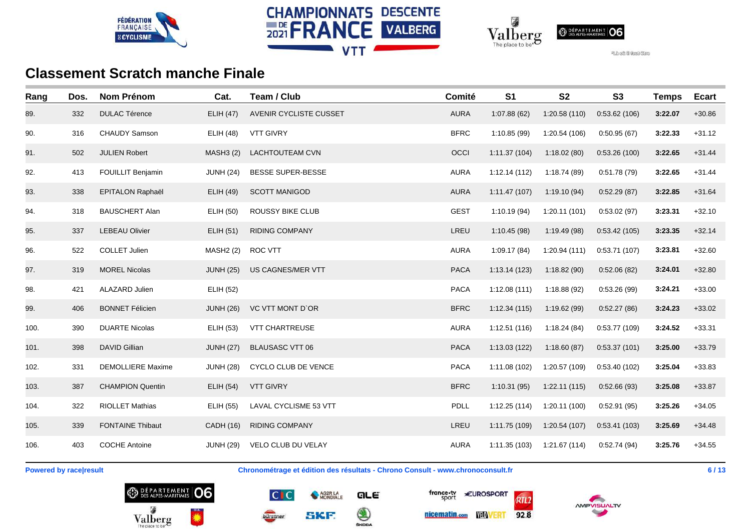## Classement Scratch manche Finale

| Rang | Dos. | Nom Prénom | Cat. | Team / Club | Comité | S1 | S2 | S3 | Temps | Ecart |
|---|---|---|---|---|---|---|---|---|---|---|
| 89. | 332 | DULAC Térence | ELIH (47) | AVENIR CYCLISTE CUSSET | AURA | 1:07.88 (62) | 1:20.58 (110) | 0:53.62 (106) | **3:22.07** | +30.86 |
| 90. | 316 | CHAUDY Samson | ELIH (48) | VTT GIVRY | BFRC | 1:10.85 (99) | 1:20.54 (106) | 0:50.95 (67) | **3:22.33** | +31.12 |
| 91. | 502 | JULIEN Robert | MASH3 (2) | LACHTOUTEAM CVN | OCCI | 1:11.37 (104) | 1:18.02 (80) | 0:53.26 (100) | **3:22.65** | +31.44 |
| 92. | 413 | FOUILLIT Benjamin | JUNH (24) | BESSE SUPER-BESSE | AURA | 1:12.14 (112) | 1:18.74 (89) | 0:51.78 (79) | **3:22.65** | +31.44 |
| 93. | 338 | EPITALON Raphaël | ELIH (49) | SCOTT MANIGOD | AURA | 1:11.47 (107) | 1:19.10 (94) | 0:52.29 (87) | **3:22.85** | +31.64 |
| 94. | 318 | BAUSCHERT Alan | ELIH (50) | ROUSSY BIKE CLUB | GEST | 1:10.19 (94) | 1:20.11 (101) | 0:53.02 (97) | **3:23.31** | +32.10 |
| 95. | 337 | LEBEAU Olivier | ELIH (51) | RIDING COMPANY | LREU | 1:10.45 (98) | 1:19.49 (98) | 0:53.42 (105) | **3:23.35** | +32.14 |
| 96. | 522 | COLLET Julien | MASH2 (2) | ROC VTT | AURA | 1:09.17 (84) | 1:20.94 (111) | 0:53.71 (107) | **3:23.81** | +32.60 |
| 97. | 319 | MOREL Nicolas | JUNH (25) | US CAGNES/MER VTT | PACA | 1:13.14 (123) | 1:18.82 (90) | 0:52.06 (82) | **3:24.01** | +32.80 |
| 98. | 421 | ALAZARD Julien | ELIH (52) | | PACA | 1:12.08 (111) | 1:18.88 (92) | 0:53.26 (99) | **3:24.21** | +33.00 |
| 99. | 406 | BONNET Félicien | JUNH (26) | VC VTT MONT D`OR | BFRC | 1:12.34 (115) | 1:19.62 (99) | 0:52.27 (86) | **3:24.23** | +33.02 |
| 100. | 390 | DUARTE Nicolas | ELIH (53) | VTT CHARTREUSE | AURA | 1:12.51 (116) | 1:18.24 (84) | 0:53.77 (109) | **3:24.52** | +33.31 |
| 101. | 398 | DAVID Gillian | JUNH (27) | BLAUSASC VTT 06 | PACA | 1:13.03 (122) | 1:18.60 (87) | 0:53.37 (101) | **3:25.00** | +33.79 |
| 102. | 331 | DEMOLLIERE Maxime | JUNH (28) | CYCLO CLUB DE VENCE | PACA | 1:11.08 (102) | 1:20.57 (109) | 0:53.40 (102) | **3:25.04** | +33.83 |
| 103. | 387 | CHAMPION Quentin | ELIH (54) | VTT GIVRY | BFRC | 1:10.31 (95) | 1:22.11 (115) | 0:52.66 (93) | **3:25.08** | +33.87 |
| 104. | 322 | RIOLLET Mathias | ELIH (55) | LAVAL CYCLISME 53 VTT | PDLL | 1:12.25 (114) | 1:20.11 (100) | 0:52.91 (95) | **3:25.26** | +34.05 |
| 105. | 339 | FONTAINE Thibaut | CADH (16) | RIDING COMPANY | LREU | 1:11.75 (109) | 1:20.54 (107) | 0:53.41 (103) | **3:25.69** | +34.48 |
| 106. | 403 | COCHE Antoine | JUNH (29) | VELO CLUB DU VELAY | AURA | 1:11.35 (103) | 1:21.67 (114) | 0:52.74 (94) | **3:25.76** | +34.55 |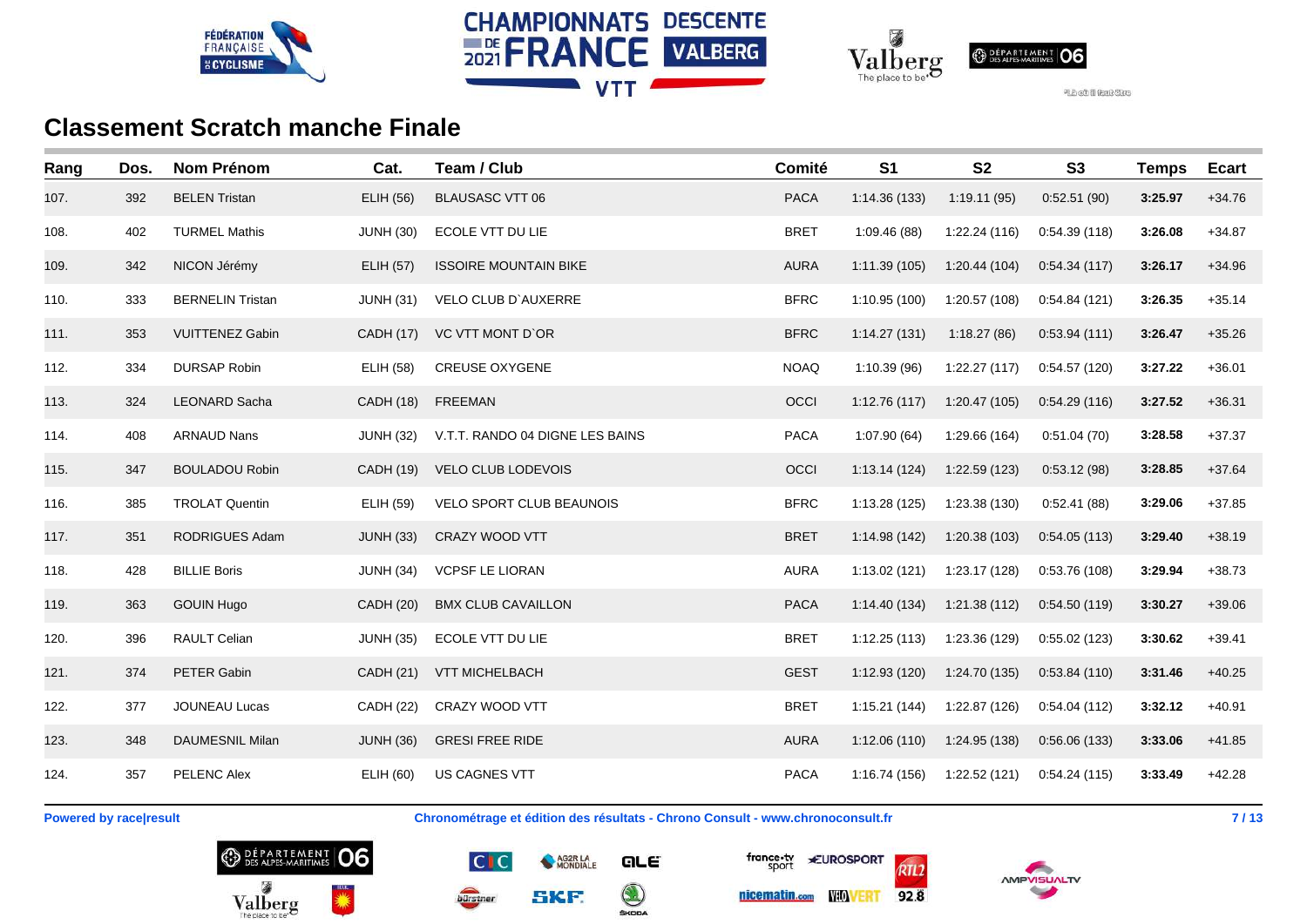## Classement Scratch manche Finale

| Rang | Dos. | Nom Prénom | Cat. | Team / Club | Comité | S1 | S2 | S3 | Temps | Ecart |
|---|---|---|---|---|---|---|---|---|---|---|
| 107. | 392 | BELEN Tristan | ELIH (56) | BLAUSASC VTT 06 | PACA | 1:14.36 (133) | 1:19.11 (95) | 0:52.51 (90) | **3:25.97** | +34.76 |
| 108. | 402 | TURMEL Mathis | JUNH (30) | ECOLE VTT DU LIE | BRET | 1:09.46 (88) | 1:22.24 (116) | 0:54.39 (118) | **3:26.08** | +34.87 |
| 109. | 342 | NICON Jérémy | ELIH (57) | ISSOIRE MOUNTAIN BIKE | AURA | 1:11.39 (105) | 1:20.44 (104) | 0:54.34 (117) | **3:26.17** | +34.96 |
| 110. | 333 | BERNELIN Tristan | JUNH (31) | VELO CLUB D`AUXERRE | BFRC | 1:10.95 (100) | 1:20.57 (108) | 0:54.84 (121) | **3:26.35** | +35.14 |
| 111. | 353 | VUITTENEZ Gabin | CADH (17) | VC VTT MONT D`OR | BFRC | 1:14.27 (131) | 1:18.27 (86) | 0:53.94 (111) | **3:26.47** | +35.26 |
| 112. | 334 | DURSAP Robin | ELIH (58) | CREUSE OXYGENE | NOAQ | 1:10.39 (96) | 1:22.27 (117) | 0:54.57 (120) | **3:27.22** | +36.01 |
| 113. | 324 | LEONARD Sacha | CADH (18) | FREEMAN | OCCI | 1:12.76 (117) | 1:20.47 (105) | 0:54.29 (116) | **3:27.52** | +36.31 |
| 114. | 408 | ARNAUD Nans | JUNH (32) | V.T.T. RANDO 04 DIGNE LES BAINS | PACA | 1:07.90 (64) | 1:29.66 (164) | 0:51.04 (70) | **3:28.58** | +37.37 |
| 115. | 347 | BOULADOU Robin | CADH (19) | VELO CLUB LODEVOIS | OCCI | 1:13.14 (124) | 1:22.59 (123) | 0:53.12 (98) | **3:28.85** | +37.64 |
| 116. | 385 | TROLAT Quentin | ELIH (59) | VELO SPORT CLUB BEAUNOIS | BFRC | 1:13.28 (125) | 1:23.38 (130) | 0:52.41 (88) | **3:29.06** | +37.85 |
| 117. | 351 | RODRIGUES Adam | JUNH (33) | CRAZY WOOD VTT | BRET | 1:14.98 (142) | 1:20.38 (103) | 0:54.05 (113) | **3:29.40** | +38.19 |
| 118. | 428 | BILLIE Boris | JUNH (34) | VCPSF LE LIORAN | AURA | 1:13.02 (121) | 1:23.17 (128) | 0:53.76 (108) | **3:29.94** | +38.73 |
| 119. | 363 | GOUIN Hugo | CADH (20) | BMX CLUB CAVAILLON | PACA | 1:14.40 (134) | 1:21.38 (112) | 0:54.50 (119) | **3:30.27** | +39.06 |
| 120. | 396 | RAULT Celian | JUNH (35) | ECOLE VTT DU LIE | BRET | 1:12.25 (113) | 1:23.36 (129) | 0:55.02 (123) | **3:30.62** | +39.41 |
| 121. | 374 | PETER Gabin | CADH (21) | VTT MICHELBACH | GEST | 1:12.93 (120) | 1:24.70 (135) | 0:53.84 (110) | **3:31.46** | +40.25 |
| 122. | 377 | JOUNEAU Lucas | CADH (22) | CRAZY WOOD VTT | BRET | 1:15.21 (144) | 1:22.87 (126) | 0:54.04 (112) | **3:32.12** | +40.91 |
| 123. | 348 | DAUMESNIL Milan | JUNH (36) | GRESI FREE RIDE | AURA | 1:12.06 (110) | 1:24.95 (138) | 0:56.06 (133) | **3:33.06** | +41.85 |
| 124. | 357 | PELENC Alex | ELIH (60) | US CAGNES VTT | PACA | 1:16.74 (156) | 1:22.52 (121) | 0:54.24 (115) | **3:33.49** | +42.28 |

**Powered by race|result** **Chronométrage et édition des résultats - Chrono Consult - www.chronoconsult.fr**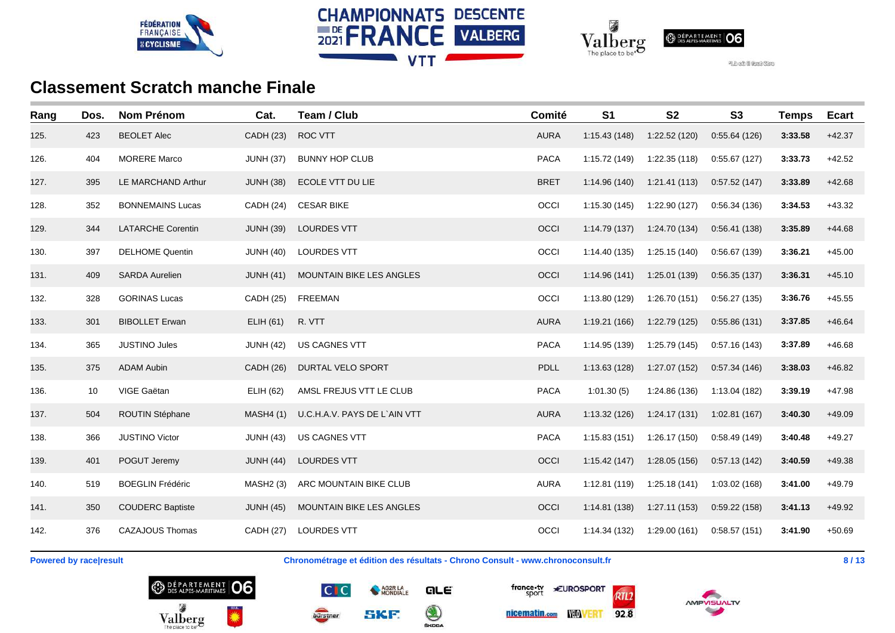## Classement Scratch manche Finale

| Rang | Dos. | Nom Prénom | Cat. | Team / Club | Comité | S1 | S2 | S3 | Temps | Ecart |
|---|---|---|---|---|---|---|---|---|---|---|
| 125. | 423 | BEOLET Alec | CADH (23) | ROC VTT | AURA | 1:15.43 (148) | 1:22.52 (120) | 0:55.64 (126) | **3:33.58** | +42.37 |
| 126. | 404 | MORERE Marco | JUNH (37) | BUNNY HOP CLUB | PACA | 1:15.72 (149) | 1:22.35 (118) | 0:55.67 (127) | **3:33.73** | +42.52 |
| 127. | 395 | LE MARCHAND Arthur | JUNH (38) | ECOLE VTT DU LIE | BRET | 1:14.96 (140) | 1:21.41 (113) | 0:57.52 (147) | **3:33.89** | +42.68 |
| 128. | 352 | BONNEMAINS Lucas | CADH (24) | CESAR BIKE | OCCI | 1:15.30 (145) | 1:22.90 (127) | 0:56.34 (136) | **3:34.53** | +43.32 |
| 129. | 344 | LATARCHE Corentin | JUNH (39) | LOURDES VTT | OCCI | 1:14.79 (137) | 1:24.70 (134) | 0:56.41 (138) | **3:35.89** | +44.68 |
| 130. | 397 | DELHOME Quentin | JUNH (40) | LOURDES VTT | OCCI | 1:14.40 (135) | 1:25.15 (140) | 0:56.67 (139) | **3:36.21** | +45.00 |
| 131. | 409 | SARDA Aurelien | JUNH (41) | MOUNTAIN BIKE LES ANGLES | OCCI | 1:14.96 (141) | 1:25.01 (139) | 0:56.35 (137) | **3:36.31** | +45.10 |
| 132. | 328 | GORINAS Lucas | CADH (25) | FREEMAN | OCCI | 1:13.80 (129) | 1:26.70 (151) | 0:56.27 (135) | **3:36.76** | +45.55 |
| 133. | 301 | BIBOLLET Erwan | ELIH (61) | R. VTT | AURA | 1:19.21 (166) | 1:22.79 (125) | 0:55.86 (131) | **3:37.85** | +46.64 |
| 134. | 365 | JUSTINO Jules | JUNH (42) | US CAGNES VTT | PACA | 1:14.95 (139) | 1:25.79 (145) | 0:57.16 (143) | **3:37.89** | +46.68 |
| 135. | 375 | ADAM Aubin | CADH (26) | DURTAL VELO SPORT | PDLL | 1:13.63 (128) | 1:27.07 (152) | 0:57.34 (146) | **3:38.03** | +46.82 |
| 136. | 10 | VIGE Gaëtan | ELIH (62) | AMSL FREJUS VTT LE CLUB | PACA | 1:01.30 (5) | 1:24.86 (136) | 1:13.04 (182) | **3:39.19** | +47.98 |
| 137. | 504 | ROUTIN Stéphane | MASH4 (1) | U.C.H.A.V. PAYS DE L`AIN VTT | AURA | 1:13.32 (126) | 1:24.17 (131) | 1:02.81 (167) | **3:40.30** | +49.09 |
| 138. | 366 | JUSTINO Victor | JUNH (43) | US CAGNES VTT | PACA | 1:15.83 (151) | 1:26.17 (150) | 0:58.49 (149) | **3:40.48** | +49.27 |
| 139. | 401 | POGUT Jeremy | JUNH (44) | LOURDES VTT | OCCI | 1:15.42 (147) | 1:28.05 (156) | 0:57.13 (142) | **3:40.59** | +49.38 |
| 140. | 519 | BOEGLIN Frédéric | MASH2 (3) | ARC MOUNTAIN BIKE CLUB | AURA | 1:12.81 (119) | 1:25.18 (141) | 1:03.02 (168) | **3:41.00** | +49.79 |
| 141. | 350 | COUDERC Baptiste | JUNH (45) | MOUNTAIN BIKE LES ANGLES | OCCI | 1:14.81 (138) | 1:27.11 (153) | 0:59.22 (158) | **3:41.13** | +49.92 |
| 142. | 376 | CAZAJOUS Thomas | CADH (27) | LOURDES VTT | OCCI | 1:14.34 (132) | 1:29.00 (161) | 0:58.57 (151) | **3:41.90** | +50.69 |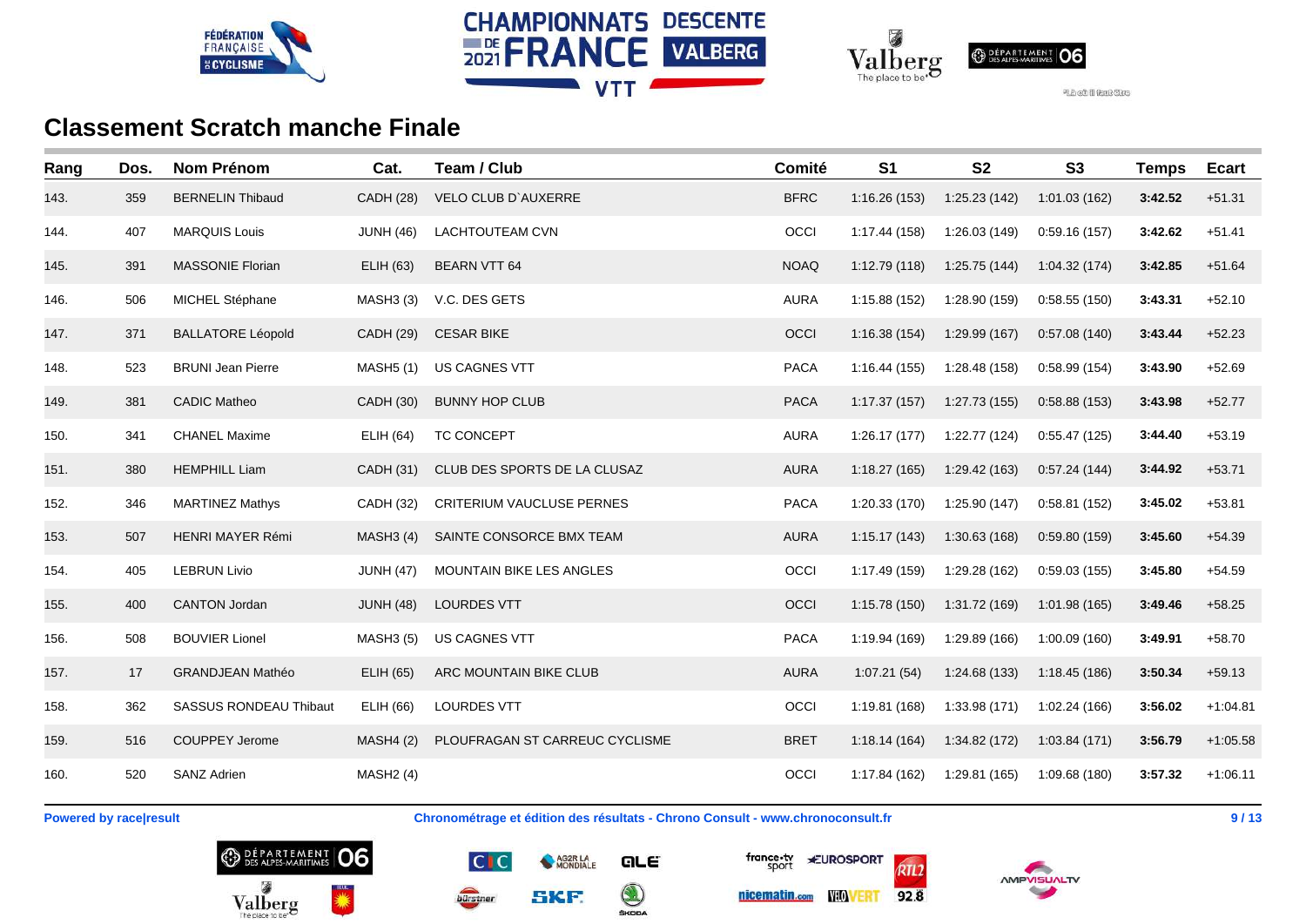## Classement Scratch manche Finale

| Rang | Dos. | Nom Prénom | Cat. | Team / Club | Comité | S1 | S2 | S3 | Temps | Ecart |
|---|---|---|---|---|---|---|---|---|---|---|
| 143. | 359 | BERNELIN Thibaud | CADH (28) | VELO CLUB D`AUXERRE | BFRC | 1:16.26 (153) | 1:25.23 (142) | 1:01.03 (162) | **3:42.52** | +51.31 |
| 144. | 407 | MARQUIS Louis | JUNH (46) | LACHTOUTEAM CVN | OCCI | 1:17.44 (158) | 1:26.03 (149) | 0:59.16 (157) | **3:42.62** | +51.41 |
| 145. | 391 | MASSONIE Florian | ELIH (63) | BEARN VTT 64 | NOAQ | 1:12.79 (118) | 1:25.75 (144) | 1:04.32 (174) | **3:42.85** | +51.64 |
| 146. | 506 | MICHEL Stéphane | MASH3 (3) | V.C. DES GETS | AURA | 1:15.88 (152) | 1:28.90 (159) | 0:58.55 (150) | **3:43.31** | +52.10 |
| 147. | 371 | BALLATORE Léopold | CADH (29) | CESAR BIKE | OCCI | 1:16.38 (154) | 1:29.99 (167) | 0:57.08 (140) | **3:43.44** | +52.23 |
| 148. | 523 | BRUNI Jean Pierre | MASH5 (1) | US CAGNES VTT | PACA | 1:16.44 (155) | 1:28.48 (158) | 0:58.99 (154) | **3:43.90** | +52.69 |
| 149. | 381 | CADIC Matheo | CADH (30) | BUNNY HOP CLUB | PACA | 1:17.37 (157) | 1:27.73 (155) | 0:58.88 (153) | **3:43.98** | +52.77 |
| 150. | 341 | CHANEL Maxime | ELIH (64) | TC CONCEPT | AURA | 1:26.17 (177) | 1:22.77 (124) | 0:55.47 (125) | **3:44.40** | +53.19 |
| 151. | 380 | HEMPHILL Liam | CADH (31) | CLUB DES SPORTS DE LA CLUSAZ | AURA | 1:18.27 (165) | 1:29.42 (163) | 0:57.24 (144) | **3:44.92** | +53.71 |
| 152. | 346 | MARTINEZ Mathys | CADH (32) | CRITERIUM VAUCLUSE PERNES | PACA | 1:20.33 (170) | 1:25.90 (147) | 0:58.81 (152) | **3:45.02** | +53.81 |
| 153. | 507 | HENRI MAYER Rémi | MASH3 (4) | SAINTE CONSORCE BMX TEAM | AURA | 1:15.17 (143) | 1:30.63 (168) | 0:59.80 (159) | **3:45.60** | +54.39 |
| 154. | 405 | LEBRUN Livio | JUNH (47) | MOUNTAIN BIKE LES ANGLES | OCCI | 1:17.49 (159) | 1:29.28 (162) | 0:59.03 (155) | **3:45.80** | +54.59 |
| 155. | 400 | CANTON Jordan | JUNH (48) | LOURDES VTT | OCCI | 1:15.78 (150) | 1:31.72 (169) | 1:01.98 (165) | **3:49.46** | +58.25 |
| 156. | 508 | BOUVIER Lionel | MASH3 (5) | US CAGNES VTT | PACA | 1:19.94 (169) | 1:29.89 (166) | 1:00.09 (160) | **3:49.91** | +58.70 |
| 157. | 17 | GRANDJEAN Mathéo | ELIH (65) | ARC MOUNTAIN BIKE CLUB | AURA | 1:07.21 (54) | 1:24.68 (133) | 1:18.45 (186) | **3:50.34** | +59.13 |
| 158. | 362 | SASSUS RONDEAU Thibaut | ELIH (66) | LOURDES VTT | OCCI | 1:19.81 (168) | 1:33.98 (171) | 1:02.24 (166) | **3:56.02** | +1:04.81 |
| 159. | 516 | COUPPEY Jerome | MASH4 (2) | PLOUFRAGAN ST CARREUC CYCLISME | BRET | 1:18.14 (164) | 1:34.82 (172) | 1:03.84 (171) | **3:56.79** | +1:05.58 |
| 160. | 520 | SANZ Adrien | MASH2 (4) | | OCCI | 1:17.84 (162) | 1:29.81 (165) | 1:09.68 (180) | **3:57.32** | +1:06.11 |

**Powered by race|result** **Chronométrage et édition des résultats - Chrono Consult - www.chronoconsult.fr**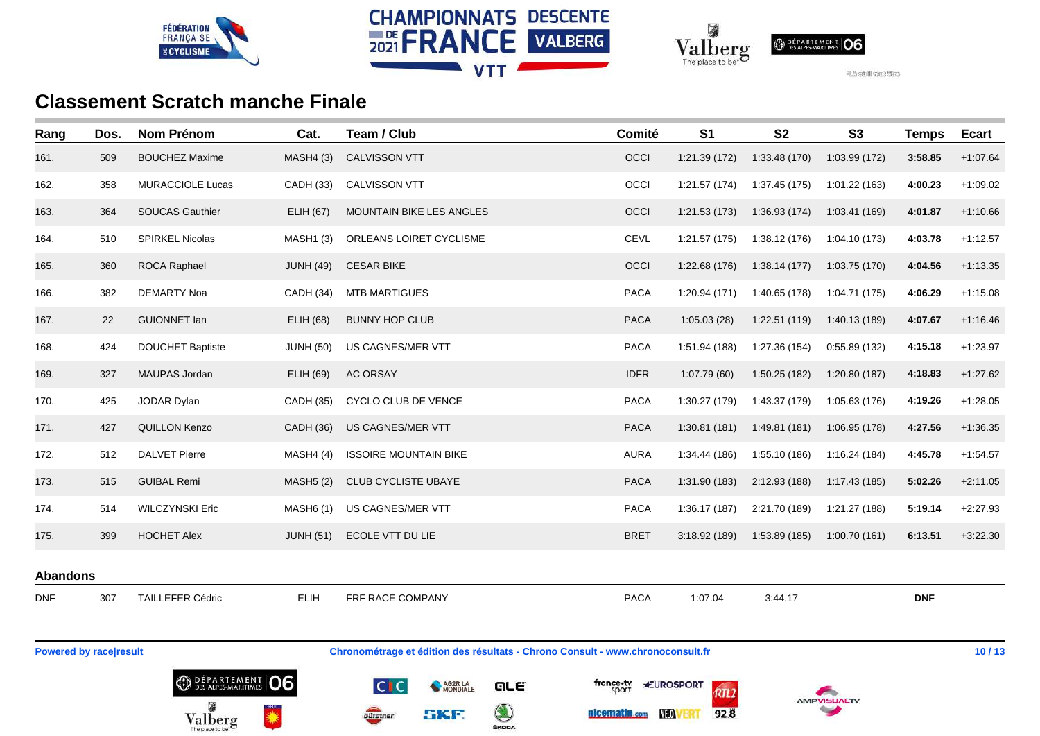# Classement Scratch manche Finale

| Rang | Dos. | Nom Prénom | Cat. | Team / Club | Comité | S1 | S2 | S3 | Temps | Ecart |
|---|---|---|---|---|---|---|---|---|---|---|
| 161. | 509 | BOUCHEZ Maxime | MASH4 (3) | CALVISSON VTT | OCCI | 1:21.39 (172) | 1:33.48 (170) | 1:03.99 (172) | **3:58.85** | +1:07.64 |
| 162. | 358 | MURACCIOLE Lucas | CADH (33) | CALVISSON VTT | OCCI | 1:21.57 (174) | 1:37.45 (175) | 1:01.22 (163) | **4:00.23** | +1:09.02 |
| 163. | 364 | SOUCAS Gauthier | ELIH (67) | MOUNTAIN BIKE LES ANGLES | OCCI | 1:21.53 (173) | 1:36.93 (174) | 1:03.41 (169) | **4:01.87** | +1:10.66 |
| 164. | 510 | SPIRKEL Nicolas | MASH1 (3) | ORLEANS LOIRET CYCLISME | CEVL | 1:21.57 (175) | 1:38.12 (176) | 1:04.10 (173) | **4:03.78** | +1:12.57 |
| 165. | 360 | ROCA Raphael | JUNH (49) | CESAR BIKE | OCCI | 1:22.68 (176) | 1:38.14 (177) | 1:03.75 (170) | **4:04.56** | +1:13.35 |
| 166. | 382 | DEMARTY Noa | CADH (34) | MTB MARTIGUES | PACA | 1:20.94 (171) | 1:40.65 (178) | 1:04.71 (175) | **4:06.29** | +1:15.08 |
| 167. | 22 | GUIONNET Ian | ELIH (68) | BUNNY HOP CLUB | PACA | 1:05.03 (28) | 1:22.51 (119) | 1:40.13 (189) | **4:07.67** | +1:16.46 |
| 168. | 424 | DOUCHET Baptiste | JUNH (50) | US CAGNES/MER VTT | PACA | 1:51.94 (188) | 1:27.36 (154) | 0:55.89 (132) | **4:15.18** | +1:23.97 |
| 169. | 327 | MAUPAS Jordan | ELIH (69) | AC ORSAY | IDFR | 1:07.79 (60) | 1:50.25 (182) | 1:20.80 (187) | **4:18.83** | +1:27.62 |
| 170. | 425 | JODAR Dylan | CADH (35) | CYCLO CLUB DE VENCE | PACA | 1:30.27 (179) | 1:43.37 (179) | 1:05.63 (176) | **4:19.26** | +1:28.05 |
| 171. | 427 | QUILLON Kenzo | CADH (36) | US CAGNES/MER VTT | PACA | 1:30.81 (181) | 1:49.81 (181) | 1:06.95 (178) | **4:27.56** | +1:36.35 |
| 172. | 512 | DALVET Pierre | MASH4 (4) | ISSOIRE MOUNTAIN BIKE | AURA | 1:34.44 (186) | 1:55.10 (186) | 1:16.24 (184) | **4:45.78** | +1:54.57 |
| 173. | 515 | GUIBAL Remi | MASH5 (2) | CLUB CYCLISTE UBAYE | PACA | 1:31.90 (183) | 2:12.93 (188) | 1:17.43 (185) | **5:02.26** | +2:11.05 |
| 174. | 514 | WILCZYNSKI Eric | MASH6 (1) | US CAGNES/MER VTT | PACA | 1:36.17 (187) | 2:21.70 (189) | 1:21.27 (188) | **5:19.14** | +2:27.93 |
| 175. | 399 | HOCHET Alex | JUNH (51) | ECOLE VTT DU LIE | BRET | 3:18.92 (189) | 1:53.89 (185) | 1:00.70 (161) | **6:13.51** | +3:22.30 |

## Abandons

| Rang | Dos. | Nom Prénom | Cat. | Team / Club | Comité | S1 | S2 | S3 | Temps | Ecart |
|---|---|---|---|---|---|---|---|---|---|---|
| DNF | 307 | TAILLEFER Cédric | ELIH | FRF RACE COMPANY | PACA | 1:07.04 | 3:44.17 | | **DNF** | |

**Powered by race|result** **Chronométrage et édition des résultats - Chrono Consult - www.chronoconsult.fr**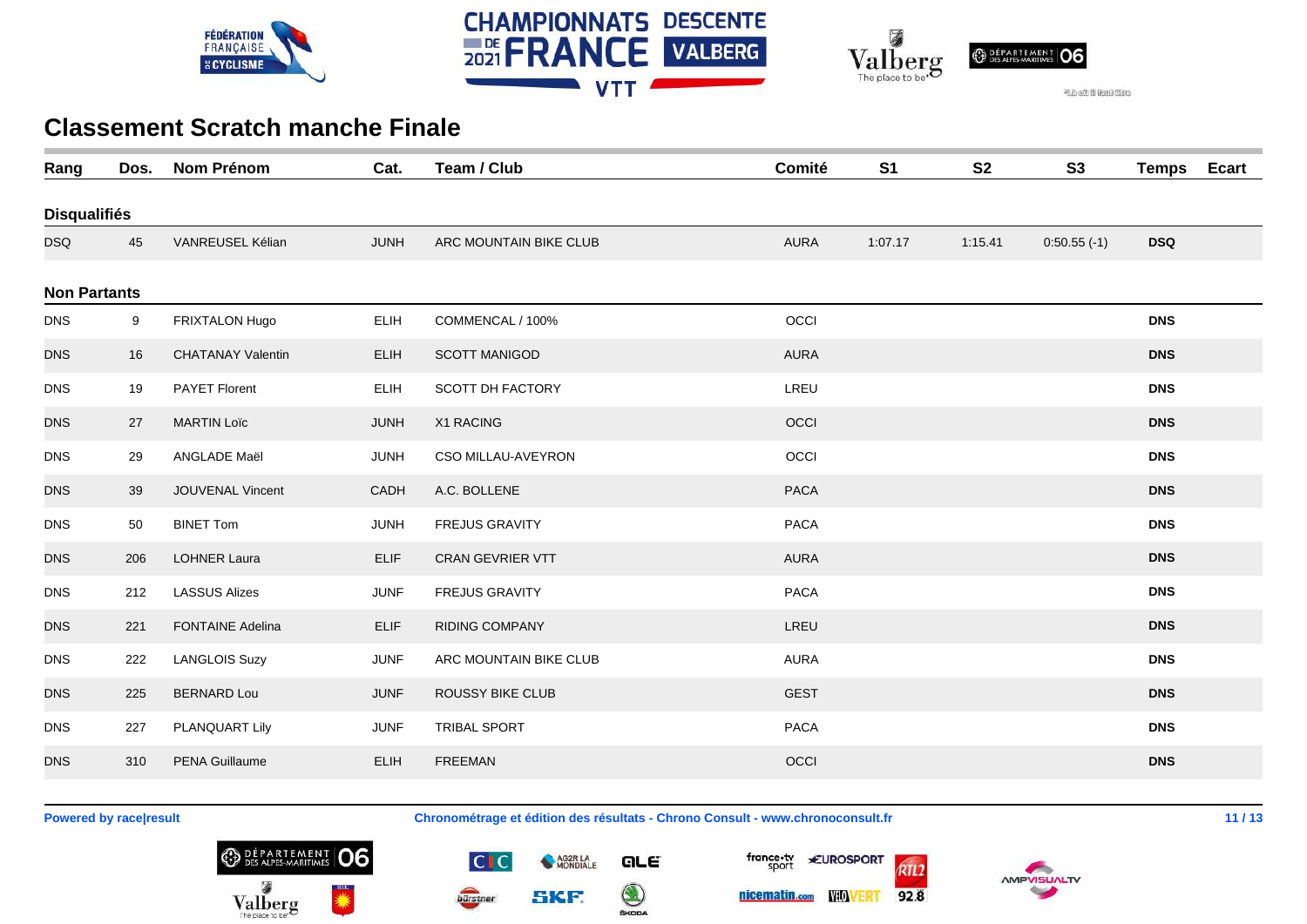## Classement Scratch manche Finale

| Rang | Dos. | Nom Prénom | Cat. | Team / Club | Comité | S1 | S2 | S3 | Temps | Ecart |
|---|---|---|---|---|---|---|---|---|---|---|
| **Disqualifiés** | | | | | | | | | | |
| DSQ | 45 | VANREUSEL Kélian | JUNH | ARC MOUNTAIN BIKE CLUB | AURA | 1:07.17 | 1:15.41 | 0:50.55 (-1) | **DSQ** | |
| **Non Partants** | | | | | | | | | | |
| DNS | 9 | FRIXTALON Hugo | ELIH | COMMENCAL / 100% | OCCI | | | | **DNS** | |
| DNS | 16 | CHATANAY Valentin | ELIH | SCOTT MANIGOD | AURA | | | | **DNS** | |
| DNS | 19 | PAYET Florent | ELIH | SCOTT DH FACTORY | LREU | | | | **DNS** | |
| DNS | 27 | MARTIN Loïc | JUNH | X1 RACING | OCCI | | | | **DNS** | |
| DNS | 29 | ANGLADE Maël | JUNH | CSO MILLAU-AVEYRON | OCCI | | | | **DNS** | |
| DNS | 39 | JOUVENAL Vincent | CADH | A.C. BOLLENE | PACA | | | | **DNS** | |
| DNS | 50 | BINET Tom | JUNH | FREJUS GRAVITY | PACA | | | | **DNS** | |
| DNS | 206 | LOHNER Laura | ELIF | CRAN GEVRIER VTT | AURA | | | | **DNS** | |
| DNS | 212 | LASSUS Alizes | JUNF | FREJUS GRAVITY | PACA | | | | **DNS** | |
| DNS | 221 | FONTAINE Adelina | ELIF | RIDING COMPANY | LREU | | | | **DNS** | |
| DNS | 222 | LANGLOIS Suzy | JUNF | ARC MOUNTAIN BIKE CLUB | AURA | | | | **DNS** | |
| DNS | 225 | BERNARD Lou | JUNF | ROUSSY BIKE CLUB | GEST | | | | **DNS** | |
| DNS | 227 | PLANQUART Lily | JUNF | TRIBAL SPORT | PACA | | | | **DNS** | |
| DNS | 310 | PENA Guillaume | ELIH | FREEMAN | OCCI | | | | **DNS** | |

**Powered by race|result** **Chronométrage et édition des résultats - Chrono Consult - www.chronoconsult.fr**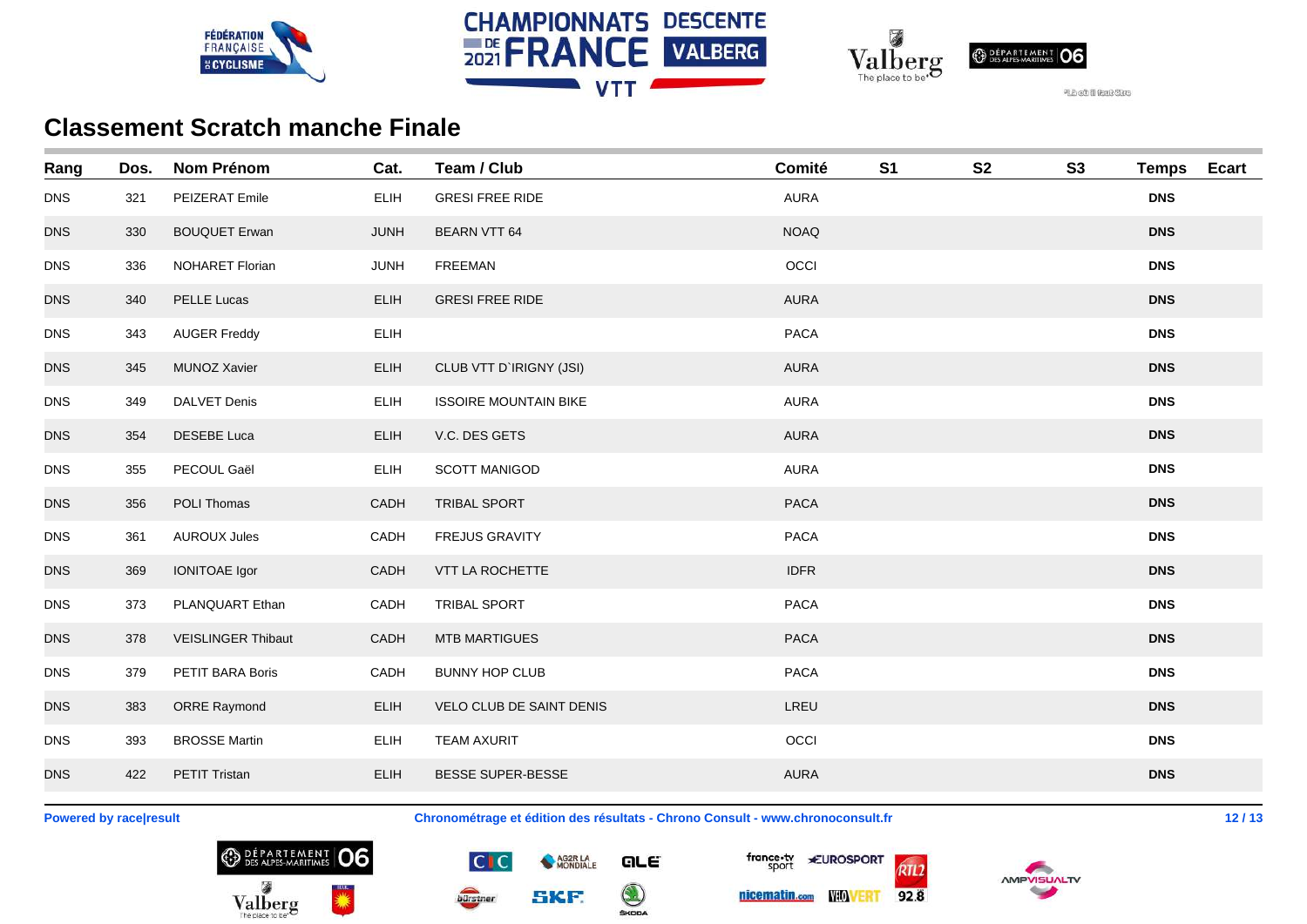## Classement Scratch manche Finale

| Rang | Dos. | Nom Prénom | Cat. | Team / Club | Comité | S1 | S2 | S3 | Temps | Ecart |
|---|---|---|---|---|---|---|---|---|---|---|
| DNS | 321 | PEIZERAT Emile | ELIH | GRESI FREE RIDE | AURA | | | | DNS | |
| DNS | 330 | BOUQUET Erwan | JUNH | BEARN VTT 64 | NOAQ | | | | DNS | |
| DNS | 336 | NOHARET Florian | JUNH | FREEMAN | OCCI | | | | DNS | |
| DNS | 340 | PELLE Lucas | ELIH | GRESI FREE RIDE | AURA | | | | DNS | |
| DNS | 343 | AUGER Freddy | ELIH | | PACA | | | | DNS | |
| DNS | 345 | MUNOZ Xavier | ELIH | CLUB VTT D`IRIGNY (JSI) | AURA | | | | DNS | |
| DNS | 349 | DALVET Denis | ELIH | ISSOIRE MOUNTAIN BIKE | AURA | | | | DNS | |
| DNS | 354 | DESEBE Luca | ELIH | V.C. DES GETS | AURA | | | | DNS | |
| DNS | 355 | PECOUL Gaël | ELIH | SCOTT MANIGOD | AURA | | | | DNS | |
| DNS | 356 | POLI Thomas | CADH | TRIBAL SPORT | PACA | | | | DNS | |
| DNS | 361 | AUROUX Jules | CADH | FREJUS GRAVITY | PACA | | | | DNS | |
| DNS | 369 | IONITOAE Igor | CADH | VTT LA ROCHETTE | IDFR | | | | DNS | |
| DNS | 373 | PLANQUART Ethan | CADH | TRIBAL SPORT | PACA | | | | DNS | |
| DNS | 378 | VEISLINGER Thibaut | CADH | MTB MARTIGUES | PACA | | | | DNS | |
| DNS | 379 | PETIT BARA Boris | CADH | BUNNY HOP CLUB | PACA | | | | DNS | |
| DNS | 383 | ORRE Raymond | ELIH | VELO CLUB DE SAINT DENIS | LREU | | | | DNS | |
| DNS | 393 | BROSSE Martin | ELIH | TEAM AXURIT | OCCI | | | | DNS | |
| DNS | 422 | PETIT Tristan | ELIH | BESSE SUPER-BESSE | AURA | | | | DNS | |

**Powered by race|result** **Chronométrage et édition des résultats - Chrono Consult - www.chronoconsult.fr**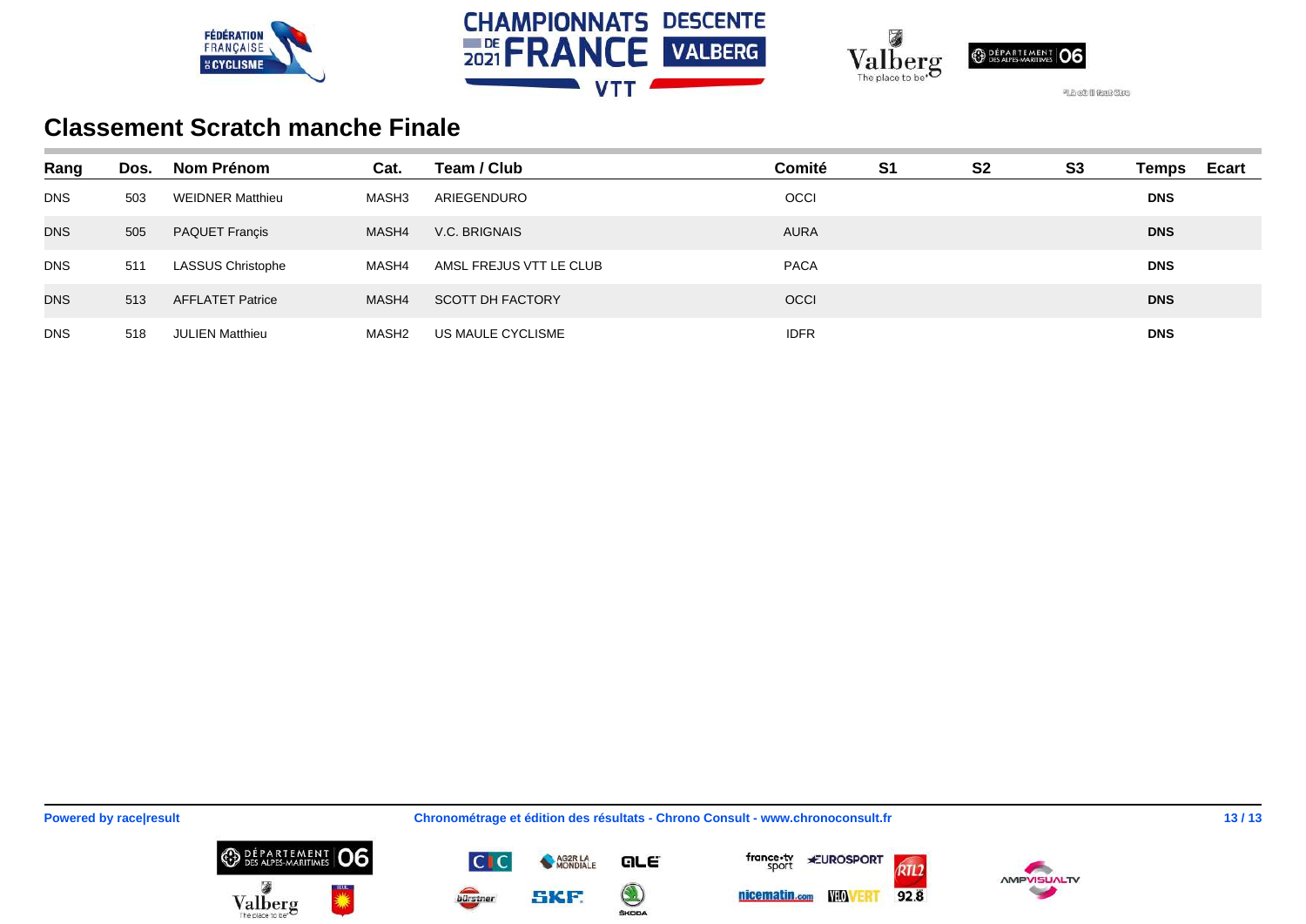## Classement Scratch manche Finale

| Rang | Dos. | Nom Prénom | Cat. | Team / Club | Comité | S1 | S2 | S3 | Temps | Ecart |
|---|---|---|---|---|---|---|---|---|---|---|
| DNS | 503 | WEIDNER Matthieu | MASH3 | ARIEGENDURO | OCCI | | | | **DNS** | |
| DNS | 505 | PAQUET Françis | MASH4 | V.C. BRIGNAIS | AURA | | | | **DNS** | |
| DNS | 511 | LASSUS Christophe | MASH4 | AMSL FREJUS VTT LE CLUB | PACA | | | | **DNS** | |
| DNS | 513 | AFFLATET Patrice | MASH4 | SCOTT DH FACTORY | OCCI | | | | **DNS** | |
| DNS | 518 | JULIEN Matthieu | MASH2 | US MAULE CYCLISME | IDFR | | | | **DNS** | |